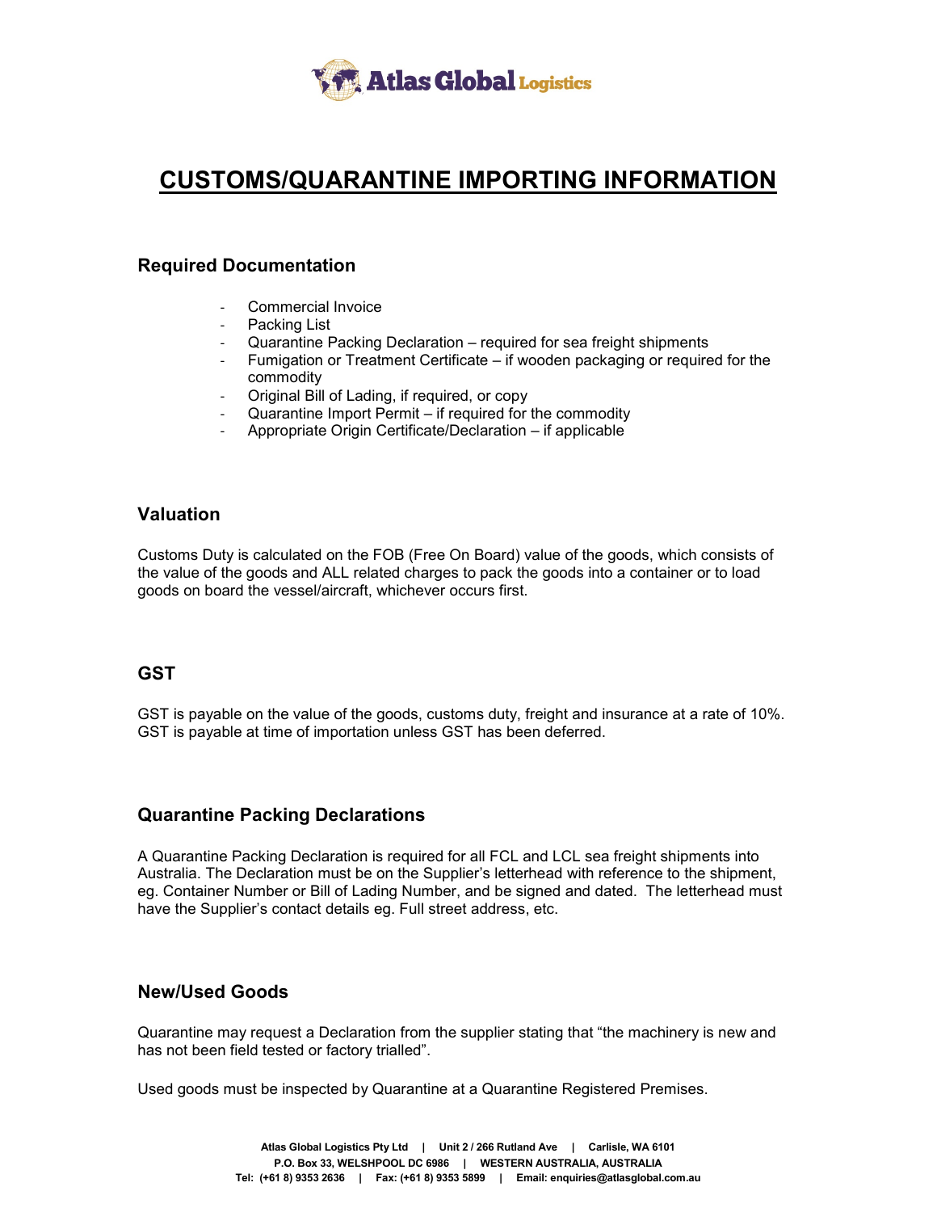# CUSTOMS/QUARANTINE IMPORTING INFORMATION

## Required Documentation

- Commercial Invoice
- Packing List
- Quarantine Packing Declaration – required for sea freight shipments
- Fumigation or Treatment Certificate – if wooden packaging or required for the commodity
- Original Bill of Lading, if required, or copy
- Quarantine Import Permit – if required for the commodity
- Appropriate Origin Certificate/Declaration – if applicable

## Valuation

Customs Duty is calculated on the FOB (Free On Board) value of the goods, which consists of the value of the goods and ALL related charges to pack the goods into a container or to load goods on board the vessel/aircraft, whichever occurs first.

## GST

GST is payable on the value of the goods, customs duty, freight and insurance at a rate of 10%. GST is payable at time of importation unless GST has been deferred.

## Quarantine Packing Declarations

A Quarantine Packing Declaration is required for all FCL and LCL sea freight shipments into Australia. The Declaration must be on the Supplier's letterhead with reference to the shipment, eg. Container Number or Bill of Lading Number, and be signed and dated. The letterhead must have the Supplier's contact details eg. Full street address, etc.

## New/Used Goods

Quarantine may request a Declaration from the supplier stating that "the machinery is new and has not been field tested or factory trialled".

Used goods must be inspected by Quarantine at a Quarantine Registered Premises.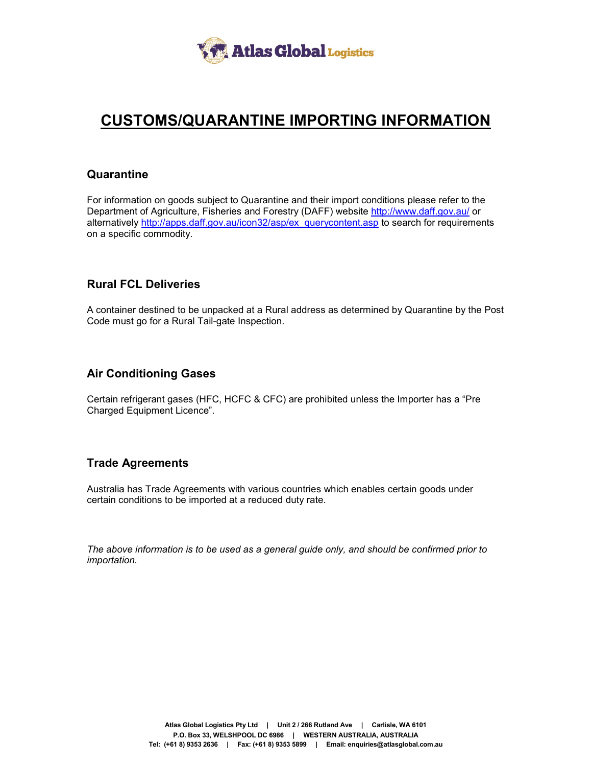# CUSTOMS/QUARANTINE IMPORTING INFORMATION

## Quarantine

For information on goods subject to Quarantine and their import conditions please refer to the Department of Agriculture, Fisheries and Forestry (DAFF) website http://www.daff.gov.au/ or alternatively http://apps.daff.gov.au/icon32/asp/ex_querycontent.asp to search for requirements on a specific commodity.

## Rural FCL Deliveries

A container destined to be unpacked at a Rural address as determined by Quarantine by the Post Code must go for a Rural Tail-gate Inspection.

## Air Conditioning Gases

Certain refrigerant gases (HFC, HCFC & CFC) are prohibited unless the Importer has a "Pre Charged Equipment Licence".

## Trade Agreements

Australia has Trade Agreements with various countries which enables certain goods under certain conditions to be imported at a reduced duty rate.

*The above information is to be used as a general guide only, and should be confirmed prior to importation.*

**Atlas Global Logistics Pty Ltd | Unit 2 / 266 Rutland Ave | Carlisle, WA 6101**
**P.O. Box 33, WELSHPOOL DC 6986 | WESTERN AUSTRALIA, AUSTRALIA**
**Tel: (+61 8) 9353 2636 | Fax: (+61 8) 9353 5899 | Email: enquiries@atlasglobal.com.au**